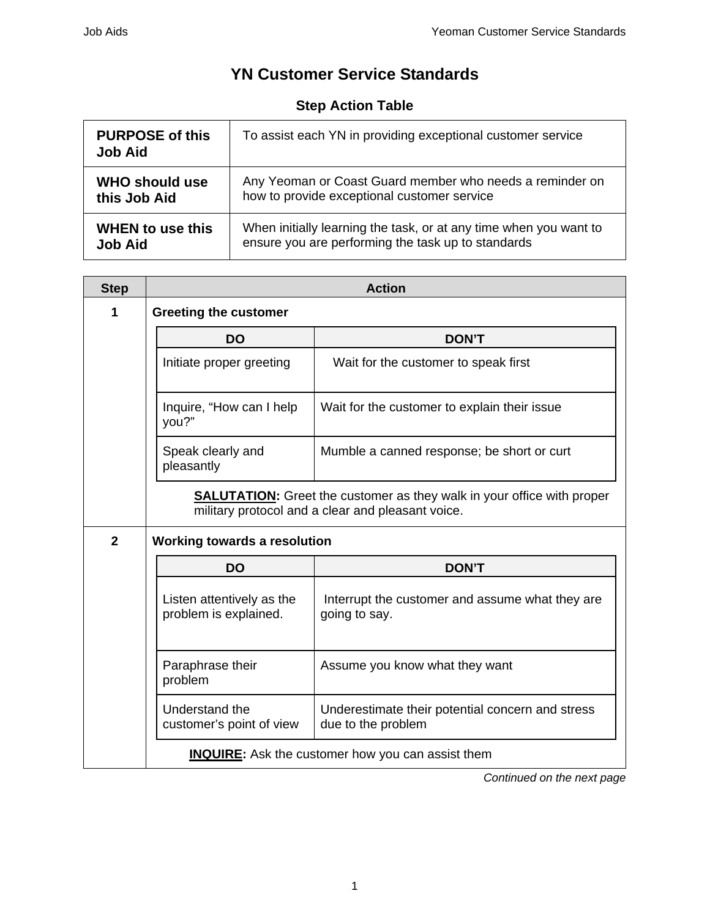# YN Customer Service Standards

## Step Action Table

| | |
|---|---|
| **PURPOSE of this Job Aid** | To assist each YN in providing exceptional customer service |
| **WHO should use this Job Aid** | Any Yeoman or Coast Guard member who needs a reminder on how to provide exceptional customer service |
| **WHEN to use this Job Aid** | When initially learning the task, or at any time when you want to ensure you are performing the task up to standards |

| Step | Action |
|---|---|
| 1 | **Greeting the customer** |

| DO | DON'T |
|---|---|
| Initiate proper greeting | Wait for the customer to speak first |
| Inquire, "How can I help you?" | Wait for the customer to explain their issue |
| Speak clearly and pleasantly | Mumble a canned response; be short or curt |

**<u>SALUTATION</u>:** Greet the customer as they walk in your office with proper military protocol and a clear and pleasant voice.

| Step | Action |
|---|---|
| 2 | **Working towards a resolution** |

| DO | DON'T |
|---|---|
| Listen attentively as the problem is explained. | Interrupt the customer and assume what they are going to say. |
| Paraphrase their problem | Assume you know what they want |
| Understand the customer's point of view | Underestimate their potential concern and stress due to the problem |

**<u>INQUIRE</u>:** Ask the customer how you can assist them

*Continued on the next page*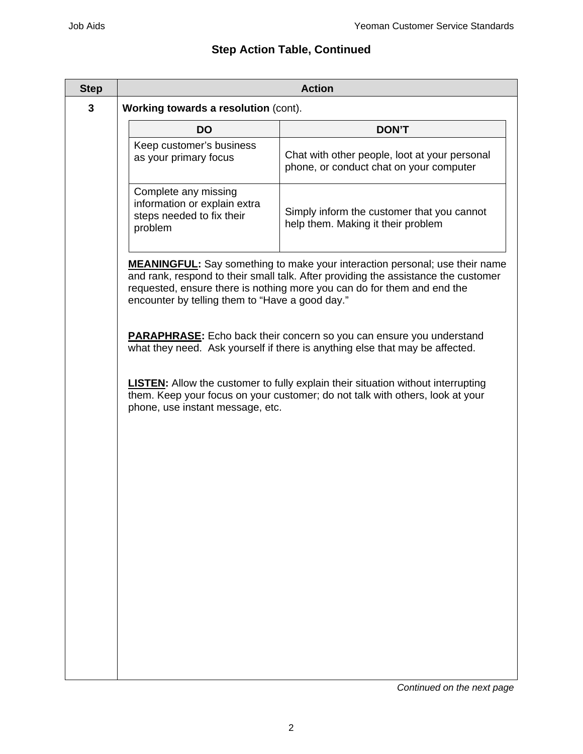## Step Action Table, Continued

<table>
<tr><th>Step</th><th>Action</th></tr>
<tr><td>3</td><td>

**Working towards a resolution** (cont).

| DO | DON'T |
|---|---|
| Keep customer's business as your primary focus | Chat with other people, loot at your personal phone, or conduct chat on your computer |
| Complete any missing information or explain extra steps needed to fix their problem | Simply inform the customer that you cannot help them. Making it their problem |

<u>**MEANINGFUL**</u>**:** Say something to make your interaction personal; use their name and rank, respond to their small talk. After providing the assistance the customer requested, ensure there is nothing more you can do for them and end the encounter by telling them to "Have a good day."

<u>**PARAPHRASE**</u>**:** Echo back their concern so you can ensure you understand what they need. Ask yourself if there is anything else that may be affected.

<u>**LISTEN**</u>**:** Allow the customer to fully explain their situation without interrupting them. Keep your focus on your customer; do not talk with others, look at your phone, use instant message, etc.

</td></tr>
</table>

*Continued on the next page*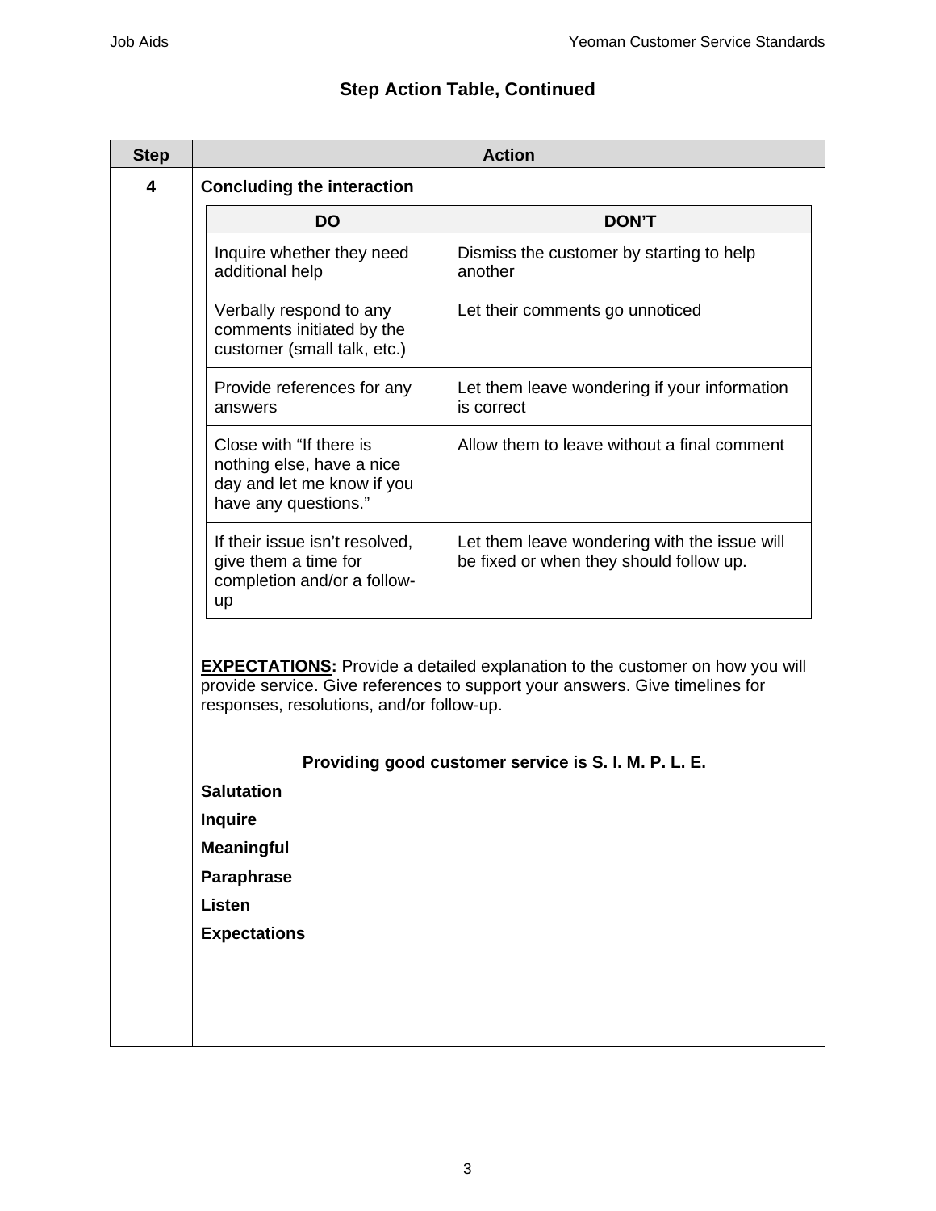## Step Action Table, Continued

| Step | Action |
|---|---|
| 4 | **Concluding the interaction** |

| DO | DON'T |
|---|---|
| Inquire whether they need additional help | Dismiss the customer by starting to help another |
| Verbally respond to any comments initiated by the customer (small talk, etc.) | Let their comments go unnoticed |
| Provide references for any answers | Let them leave wondering if your information is correct |
| Close with "If there is nothing else, have a nice day and let me know if you have any questions." | Allow them to leave without a final comment |
| If their issue isn't resolved, give them a time for completion and/or a follow-up | Let them leave wondering with the issue will be fixed or when they should follow up. |

**EXPECTATIONS:** Provide a detailed explanation to the customer on how you will provide service. Give references to support your answers. Give timelines for responses, resolutions, and/or follow-up.

**Providing good customer service is S. I. M. P. L. E.**

**Salutation**

**Inquire**

**Meaningful**

**Paraphrase**

**Listen**

**Expectations**